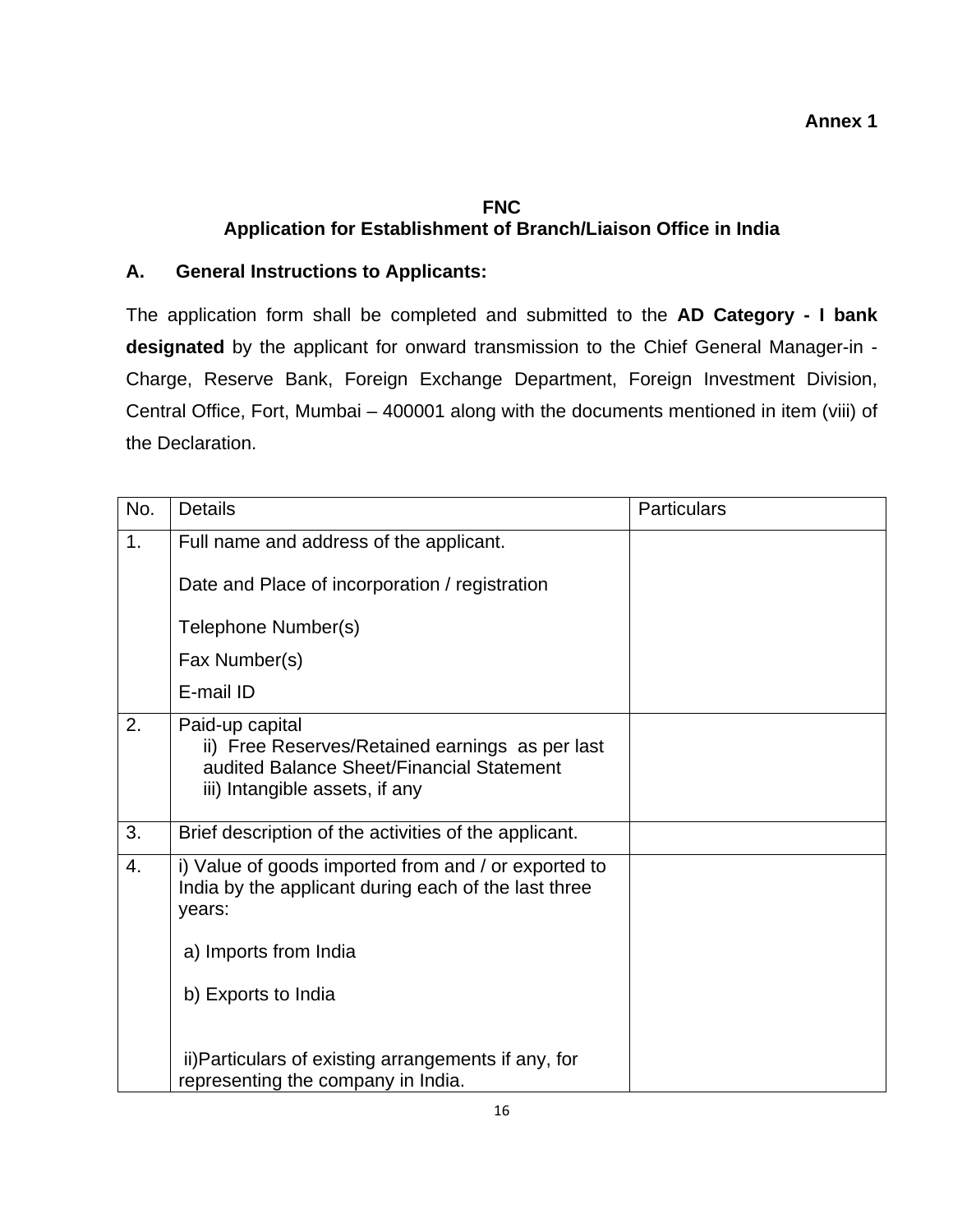**Annex 1**

**FNC**
**Application for Establishment of Branch/Liaison Office in India**

## A. General Instructions to Applicants:

The application form shall be completed and submitted to the **AD Category - I bank designated** by the applicant for onward transmission to the Chief General Manager-in - Charge, Reserve Bank, Foreign Exchange Department, Foreign Investment Division, Central Office, Fort, Mumbai – 400001 along with the documents mentioned in item (viii) of the Declaration.

| No. | Details | Particulars |
|---|---|---|
| 1. | Full name and address of the applicant.<br><br>Date and Place of incorporation / registration<br><br>Telephone Number(s)<br><br>Fax Number(s)<br><br>E-mail ID | |
| 2. | Paid-up capital<br>ii) Free Reserves/Retained earnings as per last audited Balance Sheet/Financial Statement<br>iii) Intangible assets, if any | |
| 3. | Brief description of the activities of the applicant. | |
| 4. | i) Value of goods imported from and / or exported to India by the applicant during each of the last three years:<br><br>a) Imports from India<br><br>b) Exports to India<br><br>ii)Particulars of existing arrangements if any, for representing the company in India. | |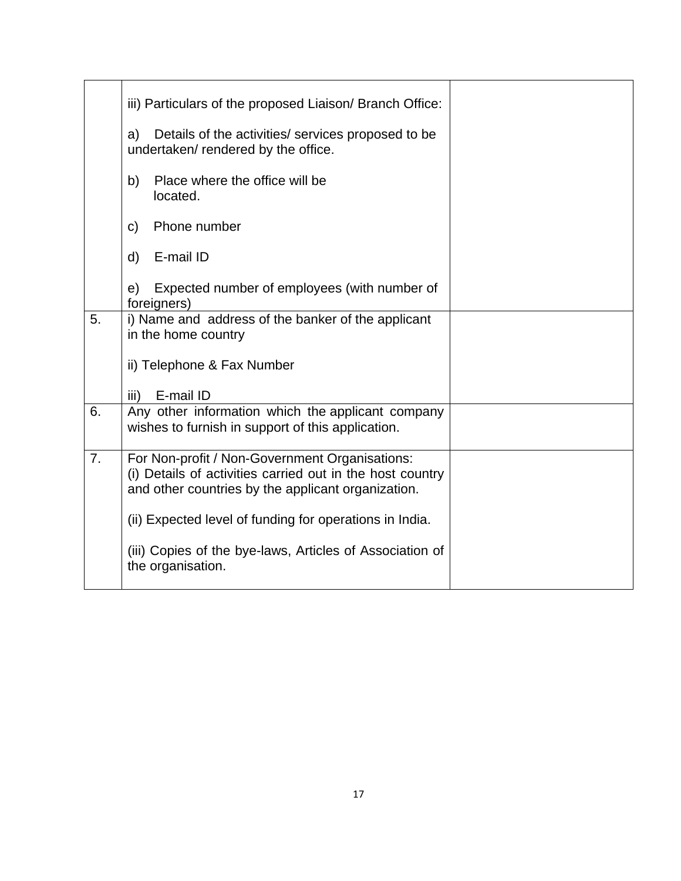| | | |
|---|---|---|
| | iii) Particulars of the proposed Liaison/ Branch Office:<br><br>a) Details of the activities/ services proposed to be undertaken/ rendered by the office.<br><br>b) Place where the office will be located.<br><br>c) Phone number<br><br>d) E-mail ID<br><br>e) Expected number of employees (with number of foreigners) | |
| 5. | i) Name and address of the banker of the applicant in the home country<br><br>ii) Telephone & Fax Number<br><br>iii) E-mail ID | |
| 6. | Any other information which the applicant company wishes to furnish in support of this application. | |
| 7. | For Non-profit / Non-Government Organisations:<br>(i) Details of activities carried out in the host country and other countries by the applicant organization.<br><br>(ii) Expected level of funding for operations in India.<br><br>(iii) Copies of the bye-laws, Articles of Association of the organisation. | |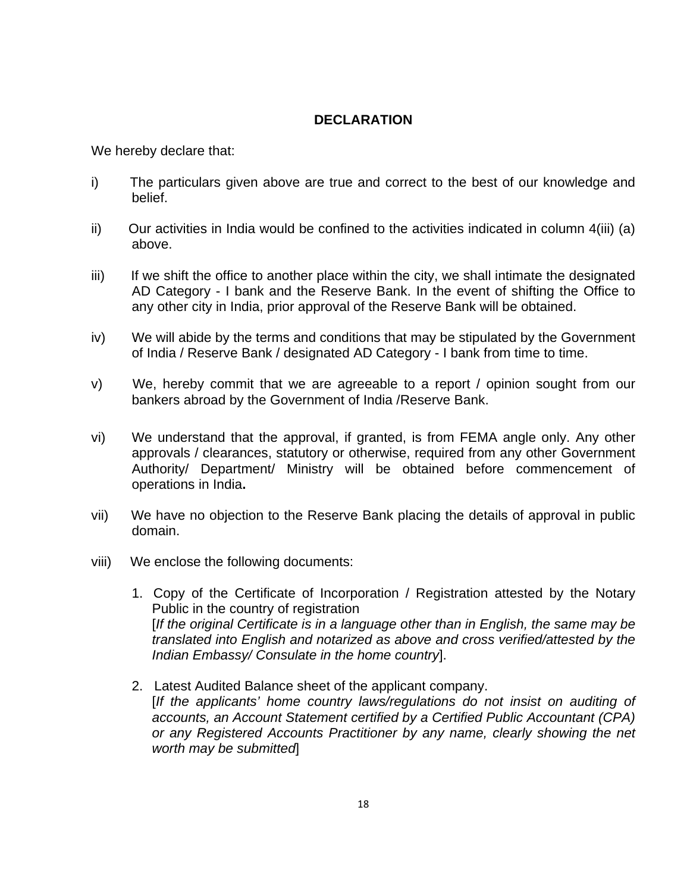## DECLARATION

We hereby declare that:

i) The particulars given above are true and correct to the best of our knowledge and belief.

ii) Our activities in India would be confined to the activities indicated in column 4(iii) (a) above.

iii) If we shift the office to another place within the city, we shall intimate the designated AD Category - I bank and the Reserve Bank. In the event of shifting the Office to any other city in India, prior approval of the Reserve Bank will be obtained.

iv) We will abide by the terms and conditions that may be stipulated by the Government of India / Reserve Bank / designated AD Category - I bank from time to time.

v) We, hereby commit that we are agreeable to a report / opinion sought from our bankers abroad by the Government of India /Reserve Bank.

vi) We understand that the approval, if granted, is from FEMA angle only. Any other approvals / clearances, statutory or otherwise, required from any other Government Authority/ Department/ Ministry will be obtained before commencement of operations in India**.**

vii) We have no objection to the Reserve Bank placing the details of approval in public domain.

viii) We enclose the following documents:

1. Copy of the Certificate of Incorporation / Registration attested by the Notary Public in the country of registration
   [*If the original Certificate is in a language other than in English, the same may be translated into English and notarized as above and cross verified/attested by the Indian Embassy/ Consulate in the home country*].

2. Latest Audited Balance sheet of the applicant company.
   [*If the applicants' home country laws/regulations do not insist on auditing of accounts, an Account Statement certified by a Certified Public Accountant (CPA) or any Registered Accounts Practitioner by any name, clearly showing the net worth may be submitted*]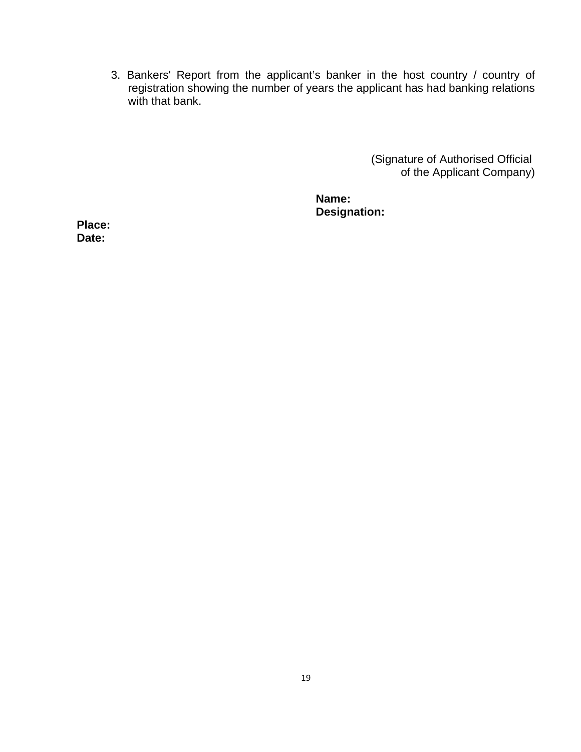3. Bankers' Report from the applicant's banker in the host country / country of registration showing the number of years the applicant has had banking relations with that bank.

(Signature of Authorised Official
of the Applicant Company)

**Name:**
**Designation:**

**Place:**
**Date:**